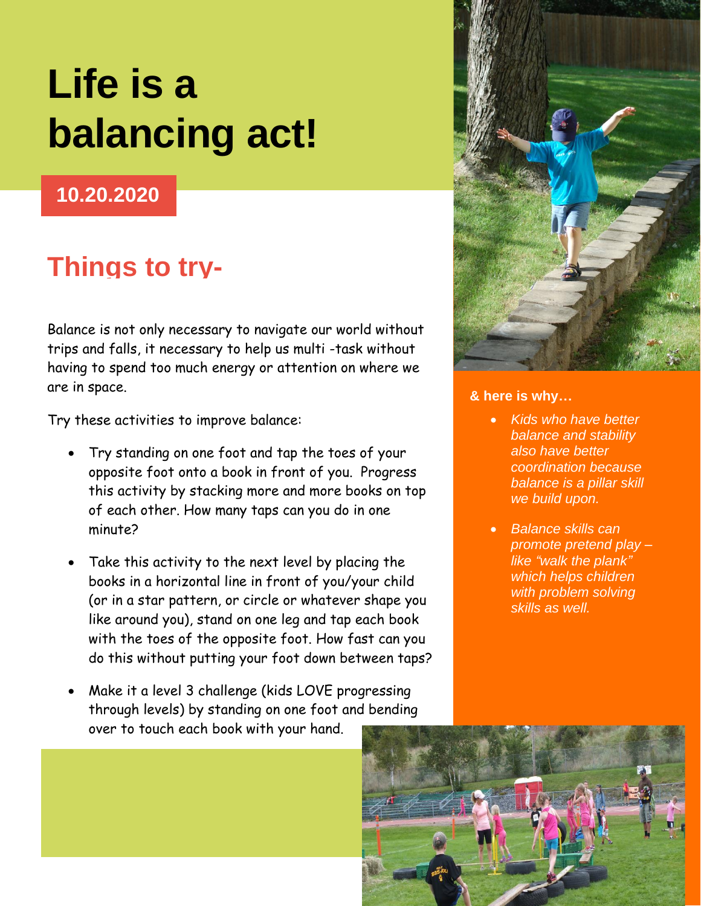# Life is a balancing act!

**10.20.2020**

## Things to try-

Balance is not only necessary to navigate our world without trips and falls, it necessary to help us multi -task without having to spend too much energy or attention on where we are in space.

Try these activities to improve balance:

- Try standing on one foot and tap the toes of your opposite foot onto a book in front of you. Progress this activity by stacking more and more books on top of each other. How many taps can you do in one minute?
- Take this activity to the next level by placing the books in a horizontal line in front of you/your child (or in a star pattern, or circle or whatever shape you like around you), stand on one leg and tap each book with the toes of the opposite foot. How fast can you do this without putting your foot down between taps?
- Make it a level 3 challenge (kids LOVE progressing through levels) by standing on one foot and bending over to touch each book with your hand.

**& here is why…**

- *Kids who have better balance and stability also have better coordination because balance is a pillar skill we build upon.*
- *Balance skills can promote pretend play – like "walk the plank" which helps children with problem solving skills as well.*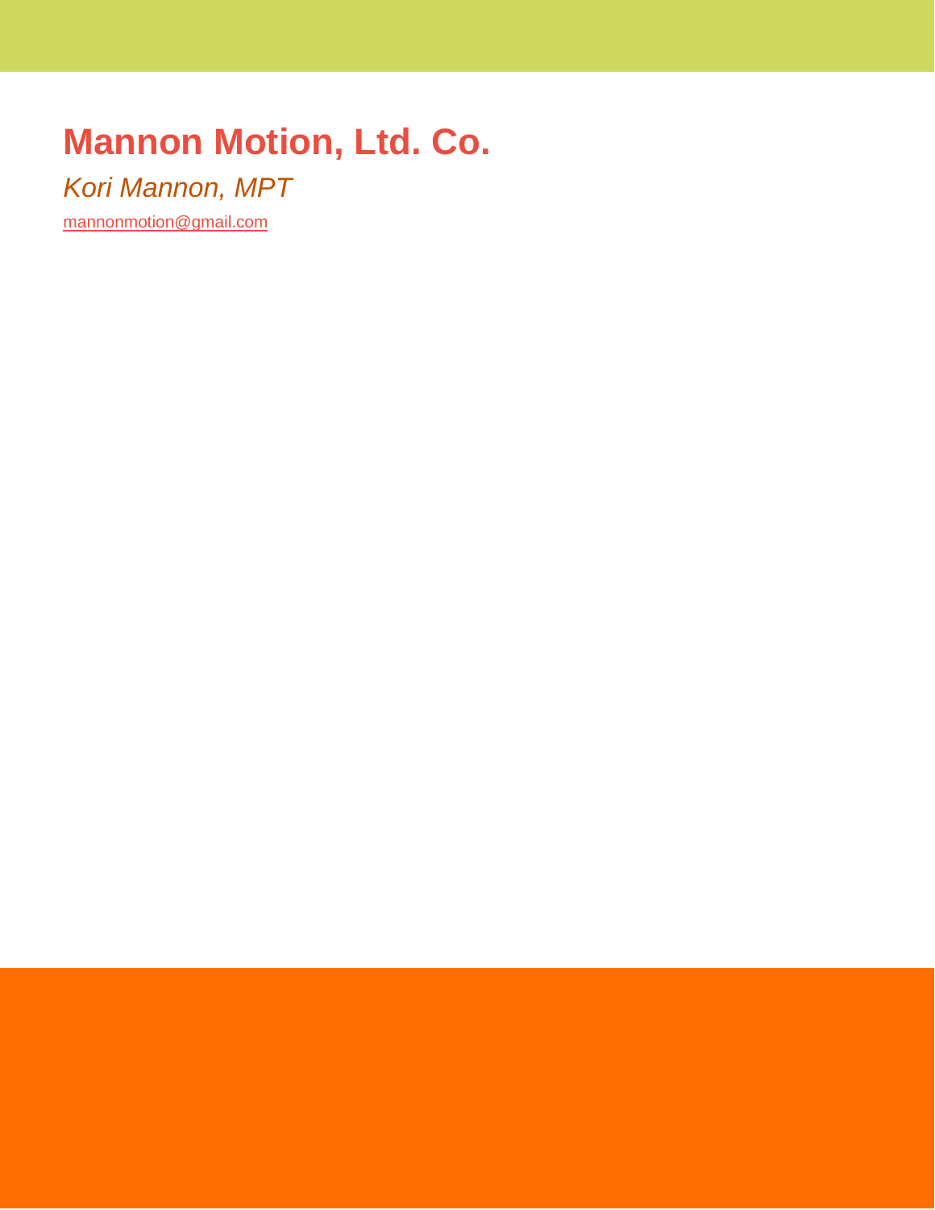# Mannon Motion, Ltd. Co.

*Kori Mannon, MPT*

mannonmotion@gmail.com